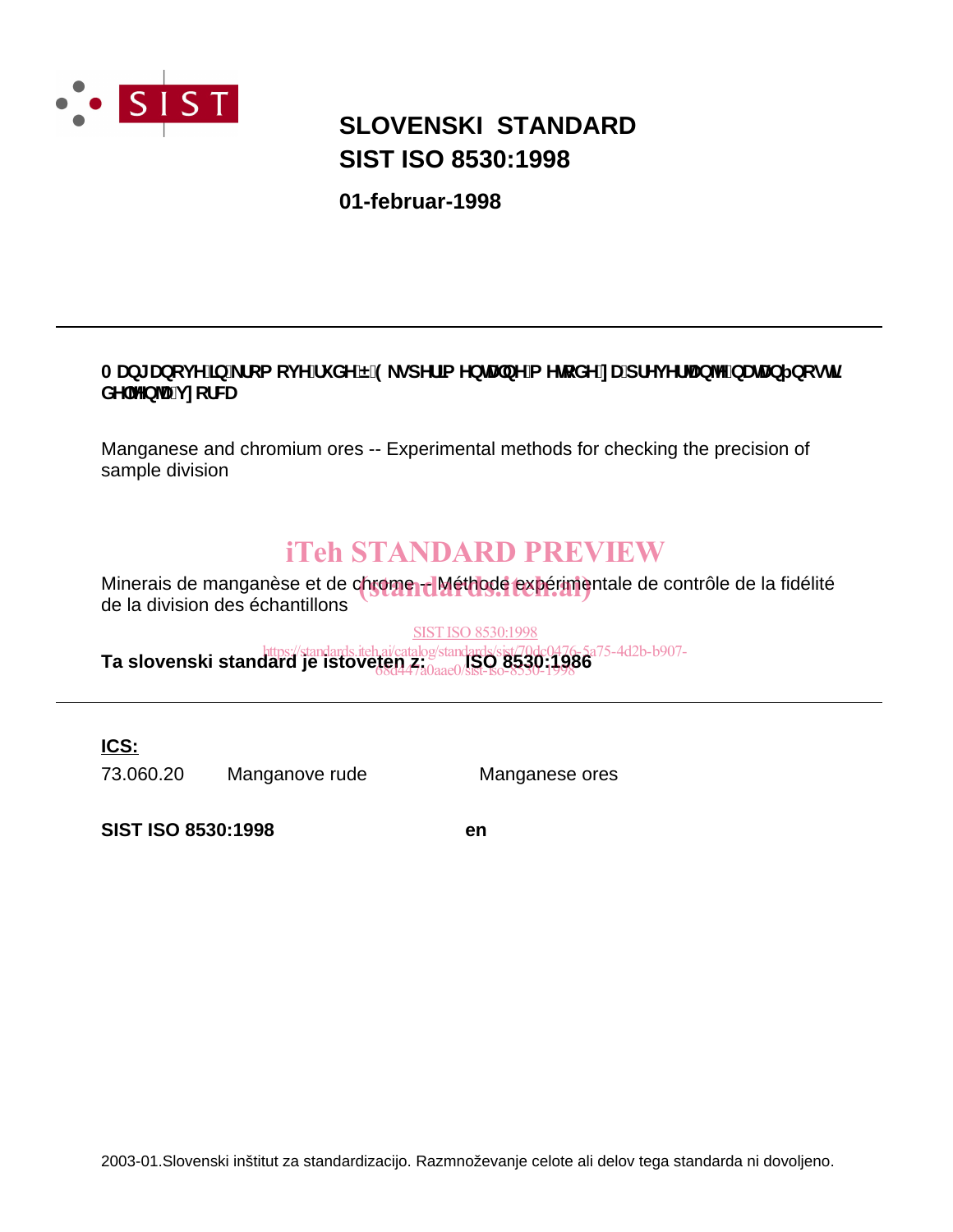SIST

# SLOVENSKI STANDARD
# SIST ISO 8530:1998

**01-februar-1998**

---

**0 DQJDQRYH LQ NURP RYH UXGH ± (NVSHULP HQWDOQH P HWRGH ]D SUHYHUMDQMH QDWDQbQRVWL GHOMHQMD Y]RUFD**

Manganese and chromium ores -- Experimental methods for checking the precision of sample division

iTeh STANDARD PREVIEW
(standards.iteh.ai)

Minerais de manganèse et de chrome -- Méthode expérimentale de contrôle de la fidélité de la division des échantillons

SIST ISO 8530:1998
https://standards.iteh.ai/catalog/standards/sist/70dc0476-5a75-4d2b-b907-68d447a0aae0/sist-iso-8530-1998

**Ta slovenski standard je istoveten z:** **ISO 8530:1986**

---

**ICS:**

| | | |
|---|---|---|
| 73.060.20 | Manganove rude | Manganese ores |

**SIST ISO 8530:1998** **en**

2003-01.Slovenski inštitut za standardizacijo. Razmnoževanje celote ali delov tega standarda ni dovoljeno.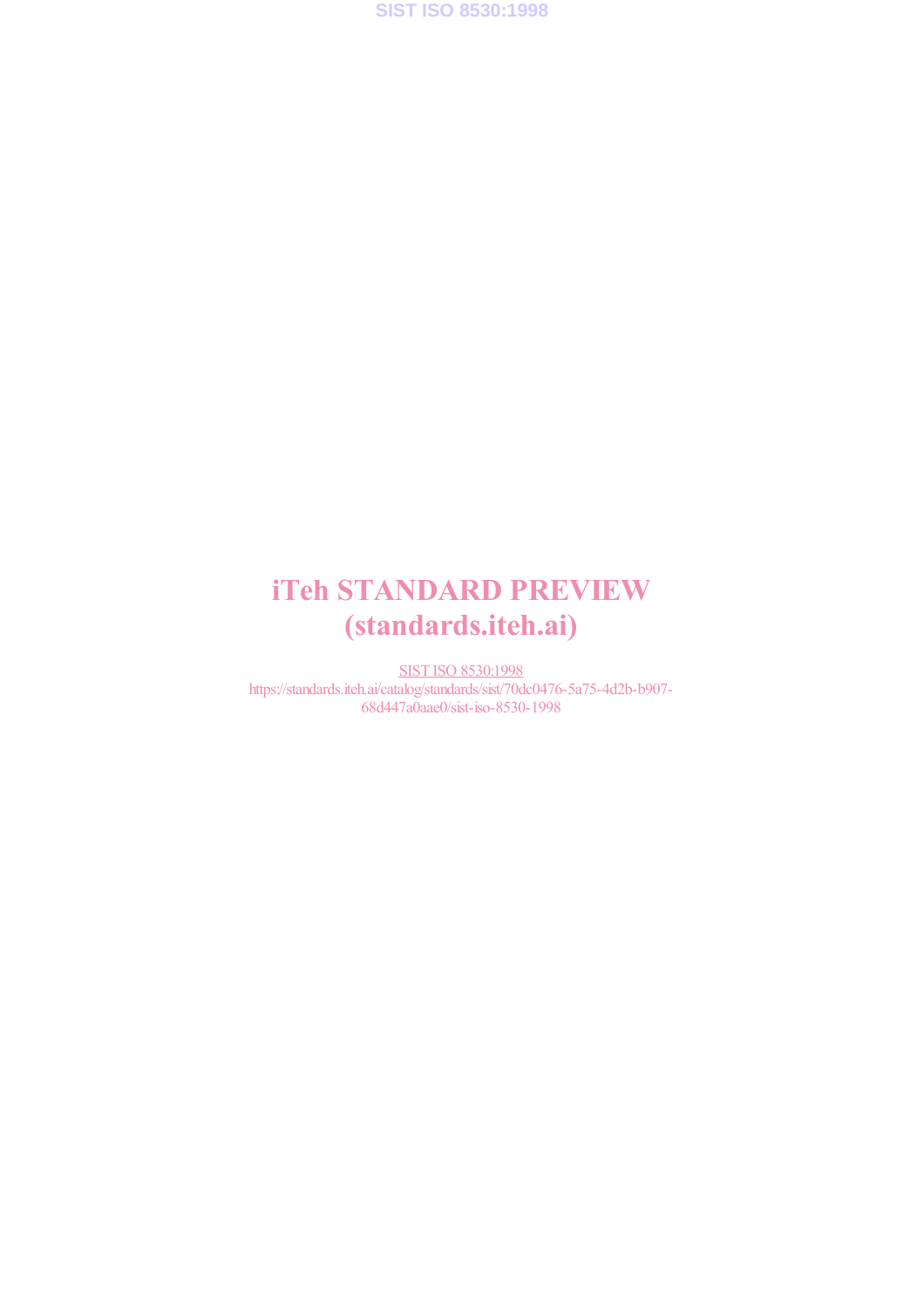# iTeh STANDARD PREVIEW
# (standards.iteh.ai)

SIST ISO 8530:1998

https://standards.iteh.ai/catalog/standards/sist/70dc0476-5a75-4d2b-b907-68d447a0aae0/sist-iso-8530-1998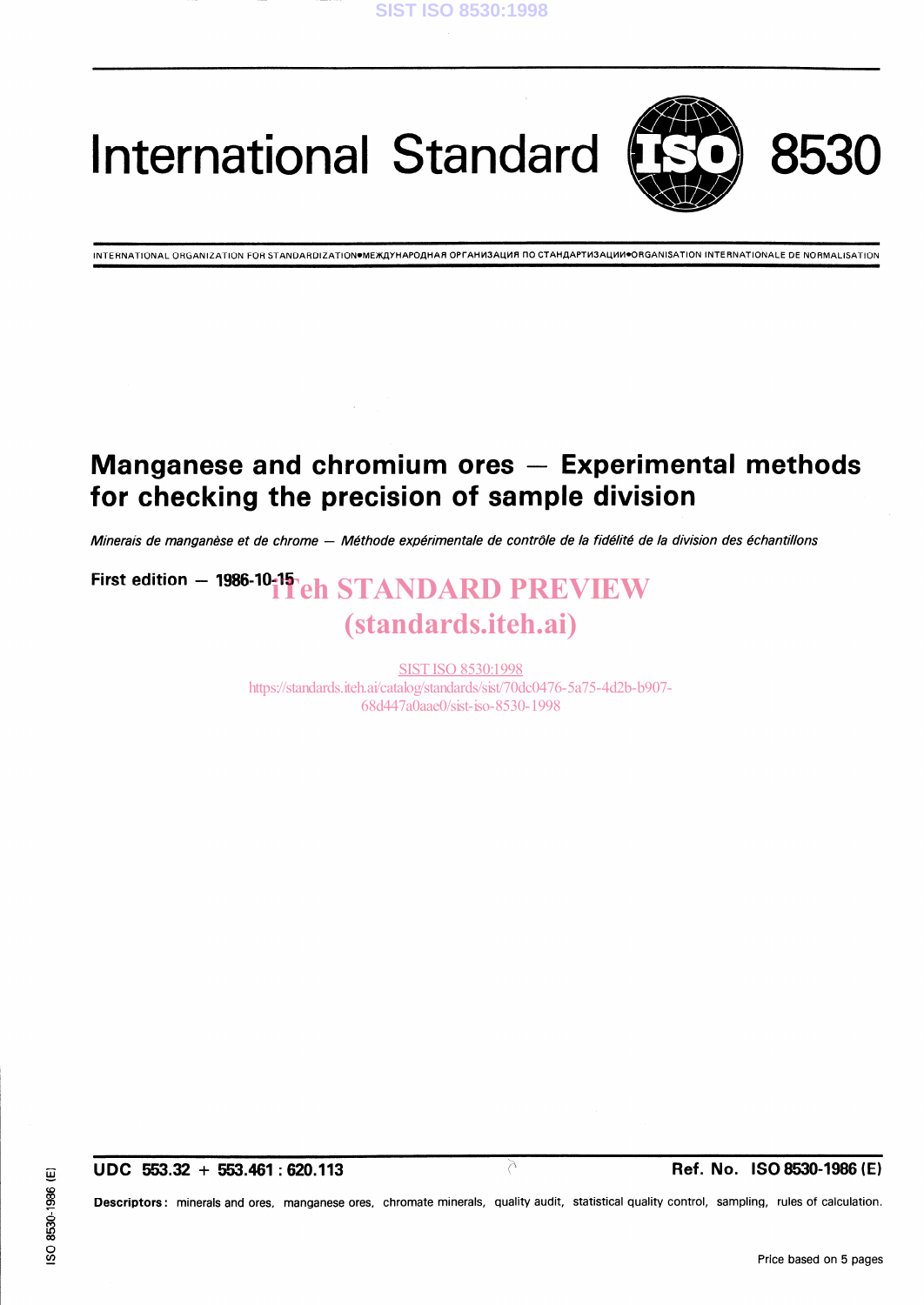# International Standard 8530

INTERNATIONAL ORGANIZATION FOR STANDARDIZATION•МЕЖДУНАРОДНАЯ ОРГАНИЗАЦИЯ ПО СТАНДАРТИЗАЦИИ•ORGANISATION INTERNATIONALE DE NORMALISATION

## Manganese and chromium ores — Experimental methods for checking the precision of sample division

*Minerais de manganèse et de chrome — Méthode expérimentale de contrôle de la fidélité de la division des échantillons*

**First edition — 1986-10-15**

iTeh STANDARD PREVIEW
(standards.iteh.ai)

SIST ISO 8530:1998
https://standards.iteh.ai/catalog/standards/sist/70dc0476-5a75-4d2b-b907-68d447a0aae0/sist-iso-8530-1998

**UDC 553.32 + 553.461 : 620.113** **Ref. No. ISO 8530-1986 (E)**

**Descriptors:** minerals and ores, manganese ores, chromate minerals, quality audit, statistical quality control, sampling, rules of calculation.

Price based on 5 pages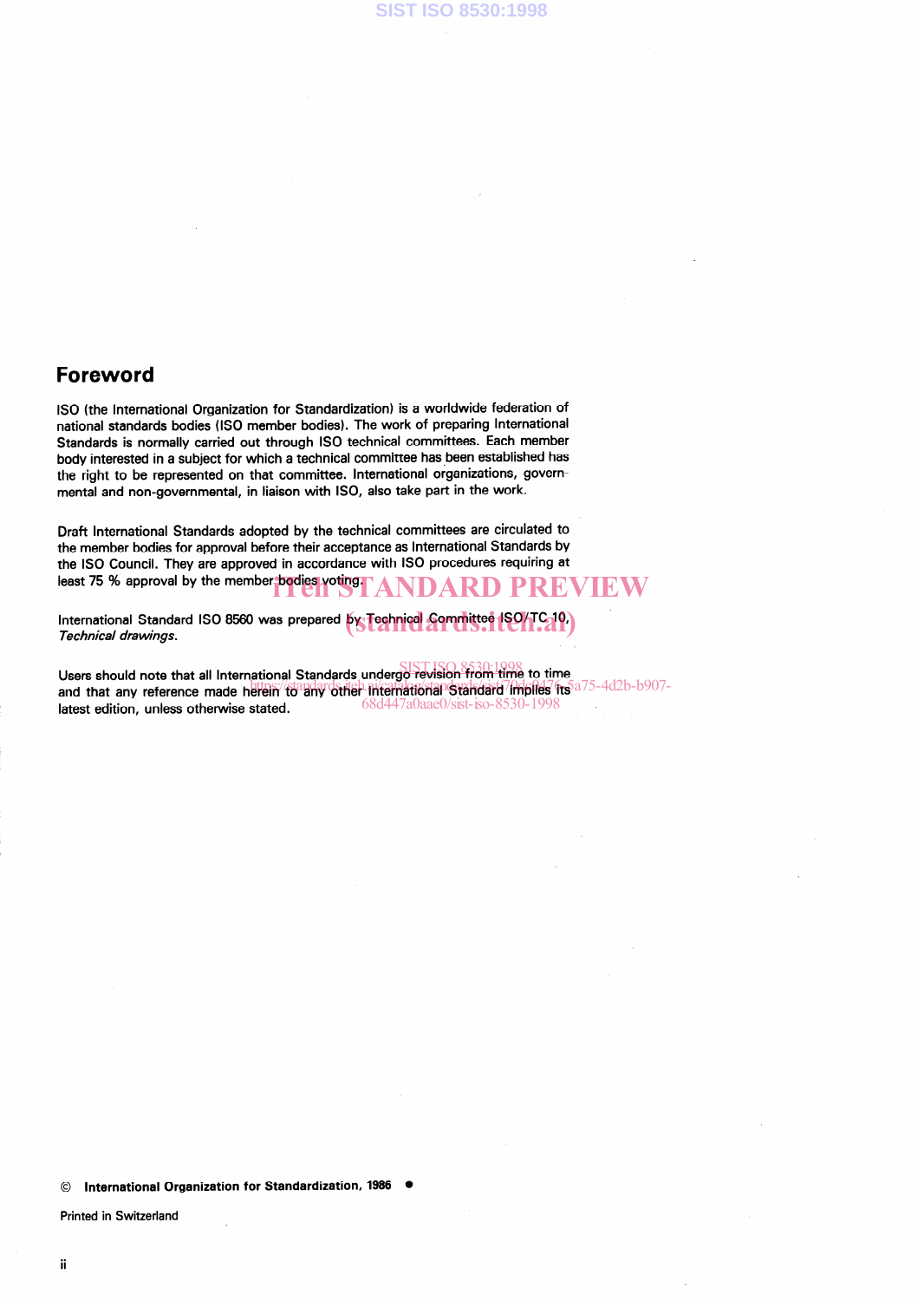## Foreword

ISO (the International Organization for Standardization) is a worldwide federation of national standards bodies (ISO member bodies). The work of preparing International Standards is normally carried out through ISO technical committees. Each member body interested in a subject for which a technical committee has been established has the right to be represented on that committee. International organizations, governmental and non-governmental, in liaison with ISO, also take part in the work.

Draft International Standards adopted by the technical committees are circulated to the member bodies for approval before their acceptance as International Standards by the ISO Council. They are approved in accordance with ISO procedures requiring at least 75 % approval by the member bodies voting.

International Standard ISO 8560 was prepared by Technical Committee ISO/TC 10, *Technical drawings.*

Users should note that all International Standards undergo revision from time to time and that any reference made herein to any other International Standard implies its latest edition, unless otherwise stated.

© International Organization for Standardization, 1986 ●

Printed in Switzerland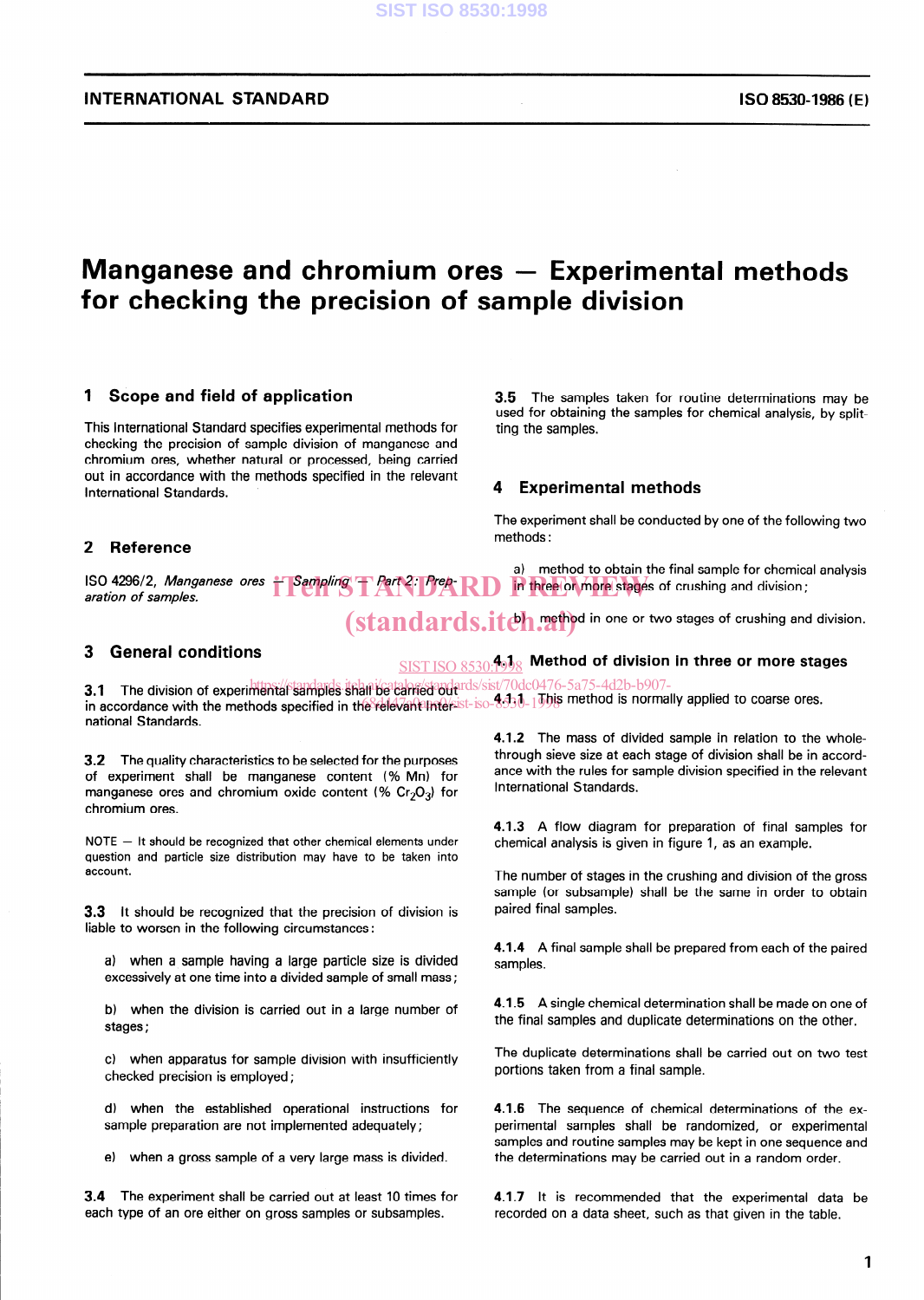# Manganese and chromium ores — Experimental methods for checking the precision of sample division

## 1 Scope and field of application

This International Standard specifies experimental methods for checking the precision of sample division of manganese and chromium ores, whether natural or processed, being carried out in accordance with the methods specified in the relevant International Standards.

## 2 Reference

ISO 4296/2, *Manganese ores — Sampling — Part 2: Preparation of samples.*

## 3 General conditions

**3.1** The division of experimental samples shall be carried out in accordance with the methods specified in the relevant International Standards.

**3.2** The quality characteristics to be selected for the purposes of experiment shall be manganese content (% Mn) for manganese ores and chromium oxide content (% $Cr_2O_3$) for chromium ores.

NOTE — It should be recognized that other chemical elements under question and particle size distribution may have to be taken into account.

**3.3** It should be recognized that the precision of division is liable to worsen in the following circumstances:

a) when a sample having a large particle size is divided excessively at one time into a divided sample of small mass;

b) when the division is carried out in a large number of stages;

c) when apparatus for sample division with insufficiently checked precision is employed;

d) when the established operational instructions for sample preparation are not implemented adequately;

e) when a gross sample of a very large mass is divided.

**3.4** The experiment shall be carried out at least 10 times for each type of an ore either on gross samples or subsamples.

**3.5** The samples taken for routine determinations may be used for obtaining the samples for chemical analysis, by splitting the samples.

## 4 Experimental methods

The experiment shall be conducted by one of the following two methods:

a) method to obtain the final sample for chemical analysis in three or more stages of crushing and division;

b) method in one or two stages of crushing and division.

### 4.1 Method of division in three or more stages

**4.1.1** This method is normally applied to coarse ores.

**4.1.2** The mass of divided sample in relation to the whole-through sieve size at each stage of division shall be in accordance with the rules for sample division specified in the relevant International Standards.

**4.1.3** A flow diagram for preparation of final samples for chemical analysis is given in figure 1, as an example.

The number of stages in the crushing and division of the gross sample (or subsample) shall be the same in order to obtain paired final samples.

**4.1.4** A final sample shall be prepared from each of the paired samples.

**4.1.5** A single chemical determination shall be made on one of the final samples and duplicate determinations on the other.

The duplicate determinations shall be carried out on two test portions taken from a final sample.

**4.1.6** The sequence of chemical determinations of the experimental samples shall be randomized, or experimental samples and routine samples may be kept in one sequence and the determinations may be carried out in a random order.

**4.1.7** It is recommended that the experimental data be recorded on a data sheet, such as that given in the table.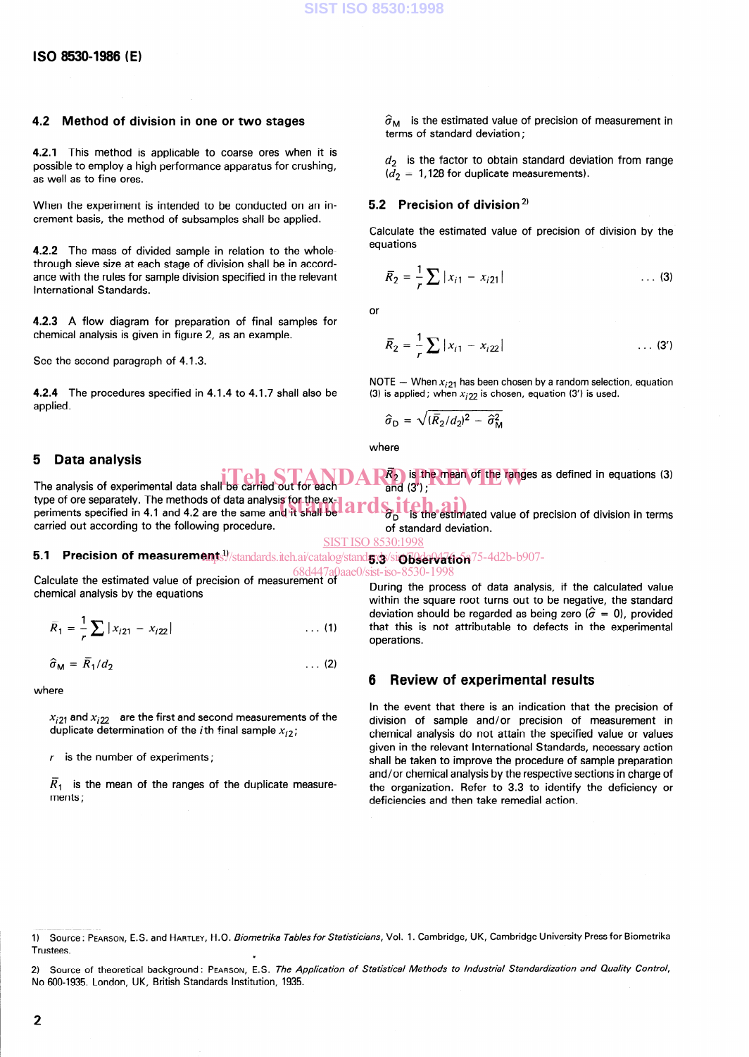### 4.2 Method of division in one or two stages

**4.2.1** This method is applicable to coarse ores when it is possible to employ a high performance apparatus for crushing, as well as to fine ores.

When the experiment is intended to be conducted on an increment basis, the method of subsamples shall be applied.

**4.2.2** The mass of divided sample in relation to the whole-through sieve size at each stage of division shall be in accordance with the rules for sample division specified in the relevant International Standards.

**4.2.3** A flow diagram for preparation of final samples for chemical analysis is given in figure 2, as an example.

See the second paragraph of 4.1.3.

**4.2.4** The procedures specified in 4.1.4 to 4.1.7 shall also be applied.

## 5 Data analysis

The analysis of experimental data shall be carried out for each type of ore separately. The methods of data analysis for the experiments specified in 4.1 and 4.2 are the same and it shall be carried out according to the following procedure.

### 5.1 Precision of measurement[1)]

Calculate the estimated value of precision of measurement of chemical analysis by the equations

$$\bar{R}_1 = \frac{1}{r} \sum |x_{i21} - x_{i22}| \qquad \ldots (1)$$

$$\hat{\sigma}_M = \bar{R}_1 / d_2 \qquad \ldots (2)$$

where

$x_{i21}$ and $x_{i22}$ are the first and second measurements of the duplicate determination of the $i$th final sample $x_{i2}$;

$r$ is the number of experiments;

$\bar{R}_1$ is the mean of the ranges of the duplicate measurements;

$\hat{\sigma}_M$ is the estimated value of precision of measurement in terms of standard deviation;

$d_2$ is the factor to obtain standard deviation from range ($d_2$ = 1,128 for duplicate measurements).

### 5.2 Precision of division[2)]

Calculate the estimated value of precision of division by the equations

$$\bar{R}_2 = \frac{1}{r} \sum |x_{i1} - x_{i21}| \qquad \ldots (3)$$

or

$$\bar{R}_2 = \frac{1}{r} \sum |x_{i1} - x_{i22}| \qquad \ldots (3')$$

NOTE — When $x_{i21}$ has been chosen by a random selection, equation (3) is applied; when $x_{i22}$ is chosen, equation (3') is used.

$$\hat{\sigma}_D = \sqrt{(\bar{R}_2/d_2)^2 - \hat{\sigma}_M^2}$$

where

$\bar{R}_2$ is the mean of the ranges as defined in equations (3) and (3');

$\hat{\sigma}_D$ is the estimated value of precision of division in terms of standard deviation.

### 5.3 Observation

During the process of data analysis, if the calculated value within the square root turns out to be negative, the standard deviation should be regarded as being zero ($\hat{\sigma}$ = 0), provided that this is not attributable to defects in the experimental operations.

## 6 Review of experimental results

In the event that there is an indication that the precision of division of sample and/or precision of measurement in chemical analysis do not attain the specified value or values given in the relevant International Standards, necessary action shall be taken to improve the procedure of sample preparation and/or chemical analysis by the respective sections in charge of the organization. Refer to 3.3 to identify the deficiency or deficiencies and then take remedial action.

---

1) Source: PEARSON, E.S. and HARTLEY, H.O. *Biometrika Tables for Statisticians*, Vol. 1. Cambridge, UK, Cambridge University Press for Biometrika Trustees.

2) Source of theoretical background: PEARSON, E.S. *The Application of Statistical Methods to Industrial Standardization and Quality Control*, No 600-1935. London, UK, British Standards Institution, 1935.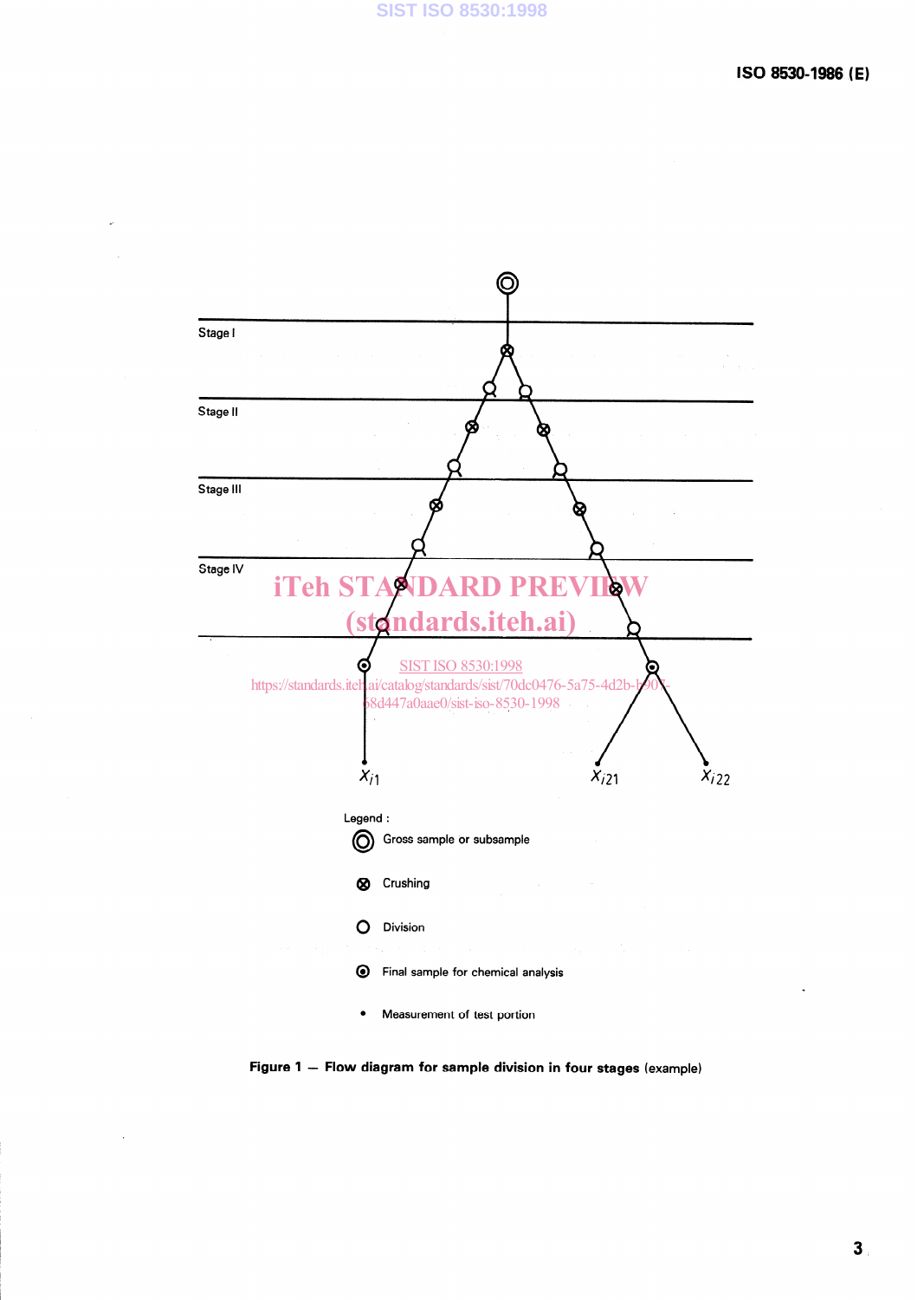Stage I

Stage II

Stage III

Stage IV

$x_{i1}$ $x_{i21}$ $x_{i22}$

Legend :

- Gross sample or subsample
- Crushing
- Division
- Final sample for chemical analysis
- Measurement of test portion

**Figure 1 — Flow diagram for sample division in four stages** (example)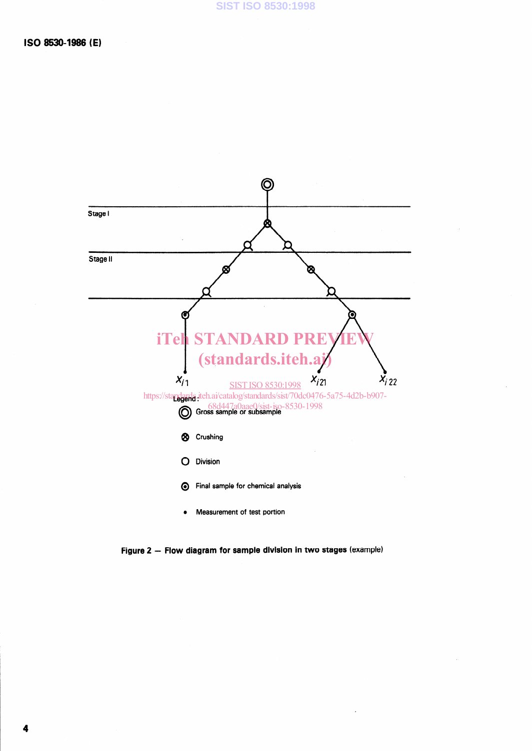Stage I

Stage II

$x_{i1}$

$x_{i21}$

$x_{i22}$

Legend :

Gross sample or subsample

Crushing

Division

Final sample for chemical analysis

Measurement of test portion

**Figure 2 — Flow diagram for sample division in two stages** (example)